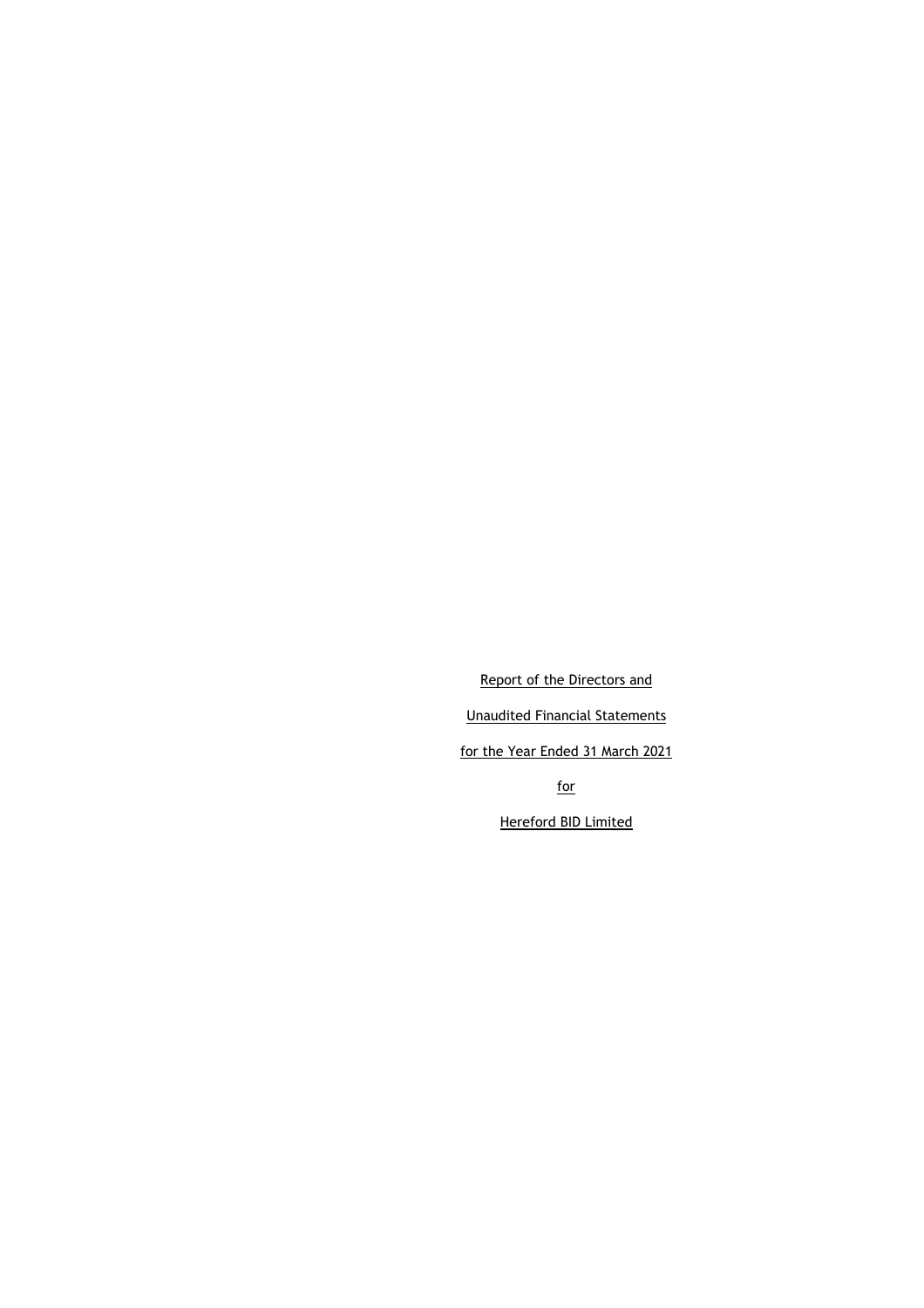Report of the Directors and

Unaudited Financial Statements

for the Year Ended 31 March 2021

for

Hereford BID Limited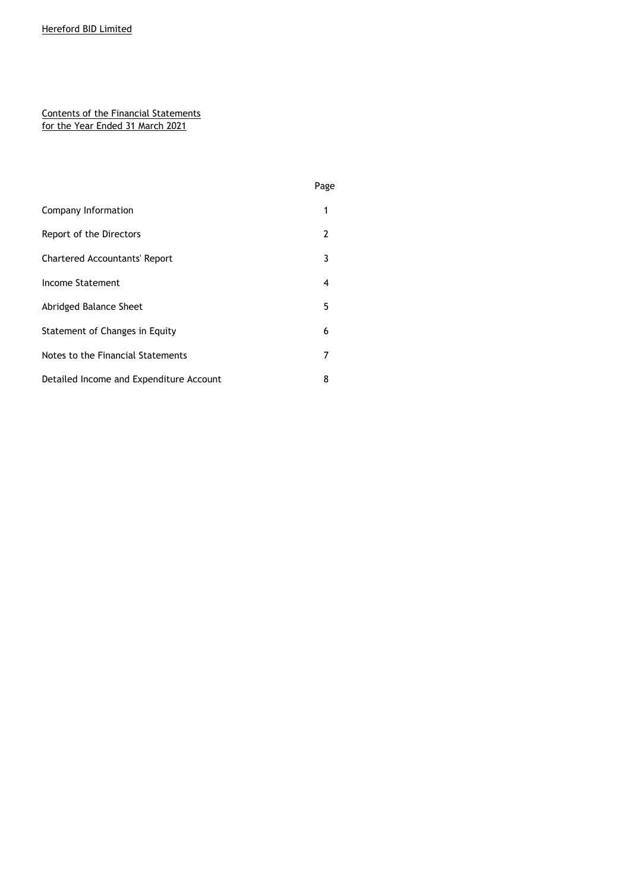Hereford BID Limited

## Contents of the Financial Statements for the Year Ended 31 March 2021

| | Page |
|---|---|
| Company Information | 1 |
| Report of the Directors | 2 |
| Chartered Accountants' Report | 3 |
| Income Statement | 4 |
| Abridged Balance Sheet | 5 |
| Statement of Changes in Equity | 6 |
| Notes to the Financial Statements | 7 |
| Detailed Income and Expenditure Account | 8 |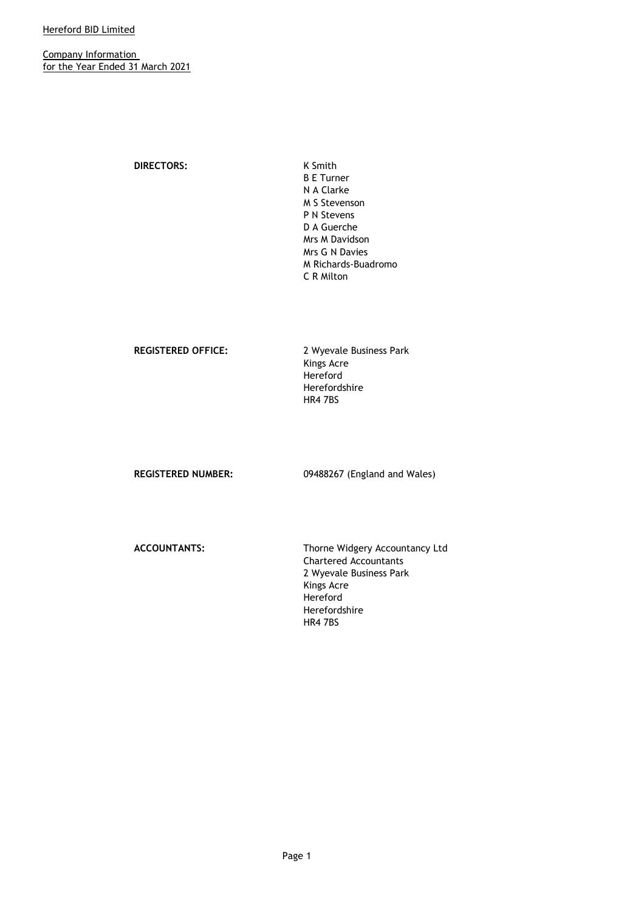Hereford BID Limited

Company Information
for the Year Ended 31 March 2021

**DIRECTORS:**
K Smith
B E Turner
N A Clarke
M S Stevenson
P N Stevens
D A Guerche
Mrs M Davidson
Mrs G N Davies
M Richards-Buadromo
C R Milton

**REGISTERED OFFICE:**
2 Wyevale Business Park
Kings Acre
Hereford
Herefordshire
HR4 7BS

**REGISTERED NUMBER:** 09488267 (England and Wales)

**ACCOUNTANTS:**
Thorne Widgery Accountancy Ltd
Chartered Accountants
2 Wyevale Business Park
Kings Acre
Hereford
Herefordshire
HR4 7BS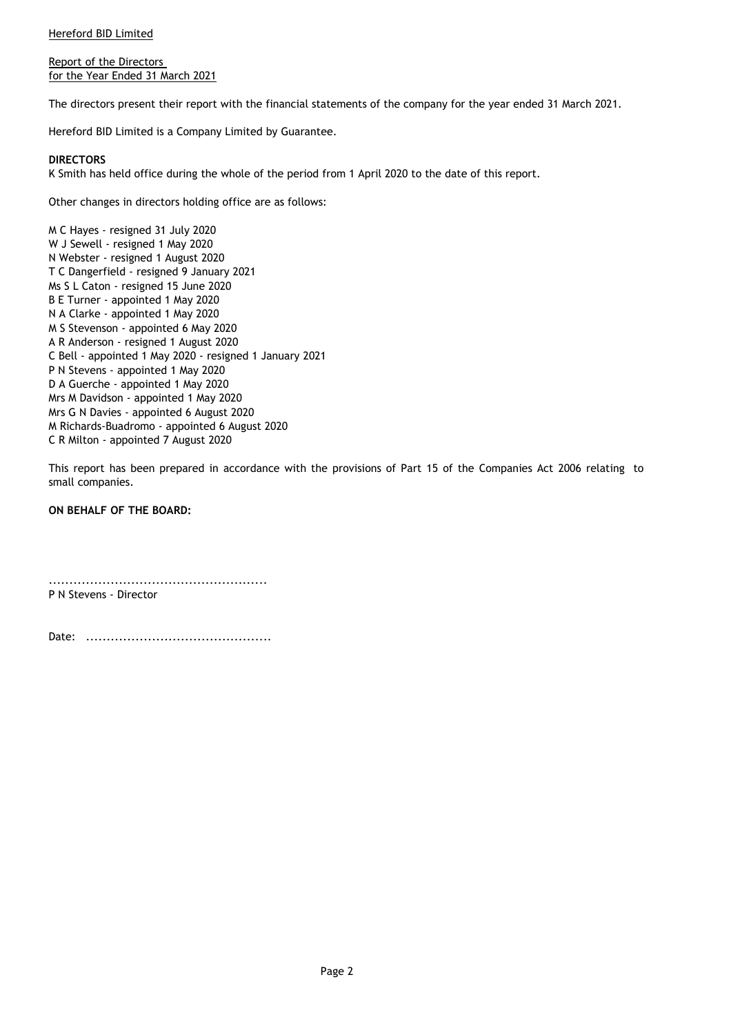Hereford BID Limited

Report of the Directors
for the Year Ended 31 March 2021

The directors present their report with the financial statements of the company for the year ended 31 March 2021.

Hereford BID Limited is a Company Limited by Guarantee.

**DIRECTORS**

K Smith has held office during the whole of the period from 1 April 2020 to the date of this report.

Other changes in directors holding office are as follows:

M C Hayes - resigned 31 July 2020
W J Sewell - resigned 1 May 2020
N Webster - resigned 1 August 2020
T C Dangerfield - resigned 9 January 2021
Ms S L Caton - resigned 15 June 2020
B E Turner - appointed 1 May 2020
N A Clarke - appointed 1 May 2020
M S Stevenson - appointed 6 May 2020
A R Anderson - resigned 1 August 2020
C Bell - appointed 1 May 2020 - resigned 1 January 2021
P N Stevens - appointed 1 May 2020
D A Guerche - appointed 1 May 2020
Mrs M Davidson - appointed 1 May 2020
Mrs G N Davies - appointed 6 August 2020
M Richards-Buadromo - appointed 6 August 2020
C R Milton - appointed 7 August 2020

This report has been prepared in accordance with the provisions of Part 15 of the Companies Act 2006 relating to small companies.

**ON BEHALF OF THE BOARD:**

....................................................
P N Stevens - Director

Date: ............................................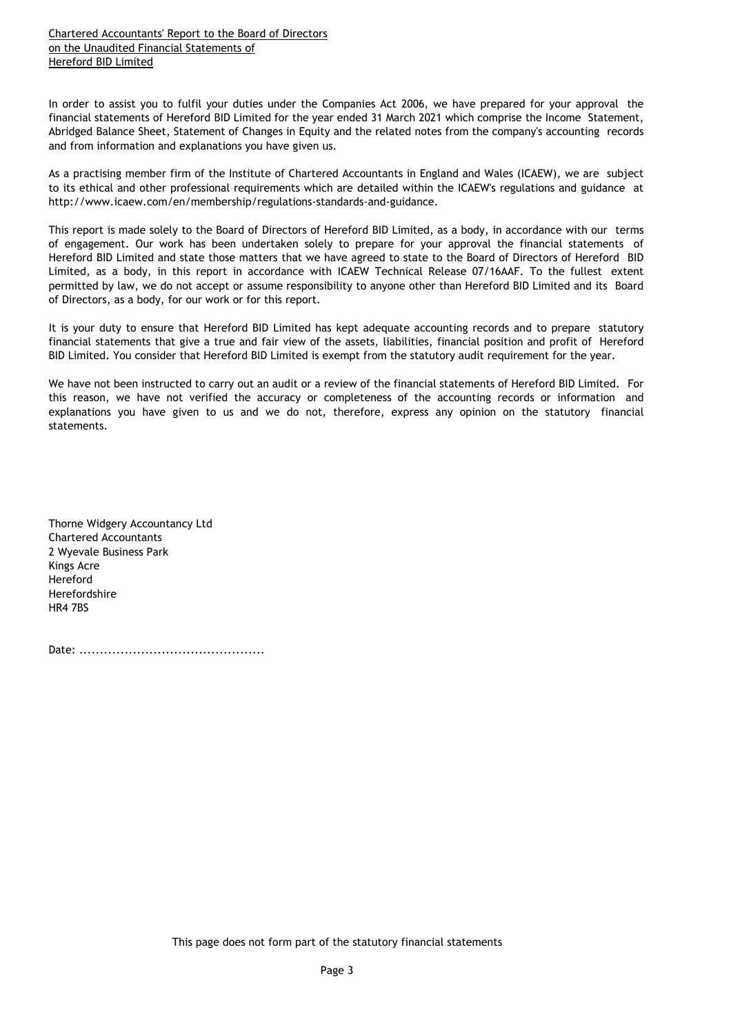Chartered Accountants' Report to the Board of Directors
on the Unaudited Financial Statements of
Hereford BID Limited

In order to assist you to fulfil your duties under the Companies Act 2006, we have prepared for your approval the financial statements of Hereford BID Limited for the year ended 31 March 2021 which comprise the Income Statement, Abridged Balance Sheet, Statement of Changes in Equity and the related notes from the company's accounting records and from information and explanations you have given us.

As a practising member firm of the Institute of Chartered Accountants in England and Wales (ICAEW), we are subject to its ethical and other professional requirements which are detailed within the ICAEW's regulations and guidance at http://www.icaew.com/en/membership/regulations-standards-and-guidance.

This report is made solely to the Board of Directors of Hereford BID Limited, as a body, in accordance with our terms of engagement. Our work has been undertaken solely to prepare for your approval the financial statements of Hereford BID Limited and state those matters that we have agreed to state to the Board of Directors of Hereford BID Limited, as a body, in this report in accordance with ICAEW Technical Release 07/16AAF. To the fullest extent permitted by law, we do not accept or assume responsibility to anyone other than Hereford BID Limited and its Board of Directors, as a body, for our work or for this report.

It is your duty to ensure that Hereford BID Limited has kept adequate accounting records and to prepare statutory financial statements that give a true and fair view of the assets, liabilities, financial position and profit of Hereford BID Limited. You consider that Hereford BID Limited is exempt from the statutory audit requirement for the year.

We have not been instructed to carry out an audit or a review of the financial statements of Hereford BID Limited. For this reason, we have not verified the accuracy or completeness of the accounting records or information and explanations you have given to us and we do not, therefore, express any opinion on the statutory financial statements.

Thorne Widgery Accountancy Ltd
Chartered Accountants
2 Wyevale Business Park
Kings Acre
Hereford
Herefordshire
HR4 7BS

Date: .............................................

This page does not form part of the statutory financial statements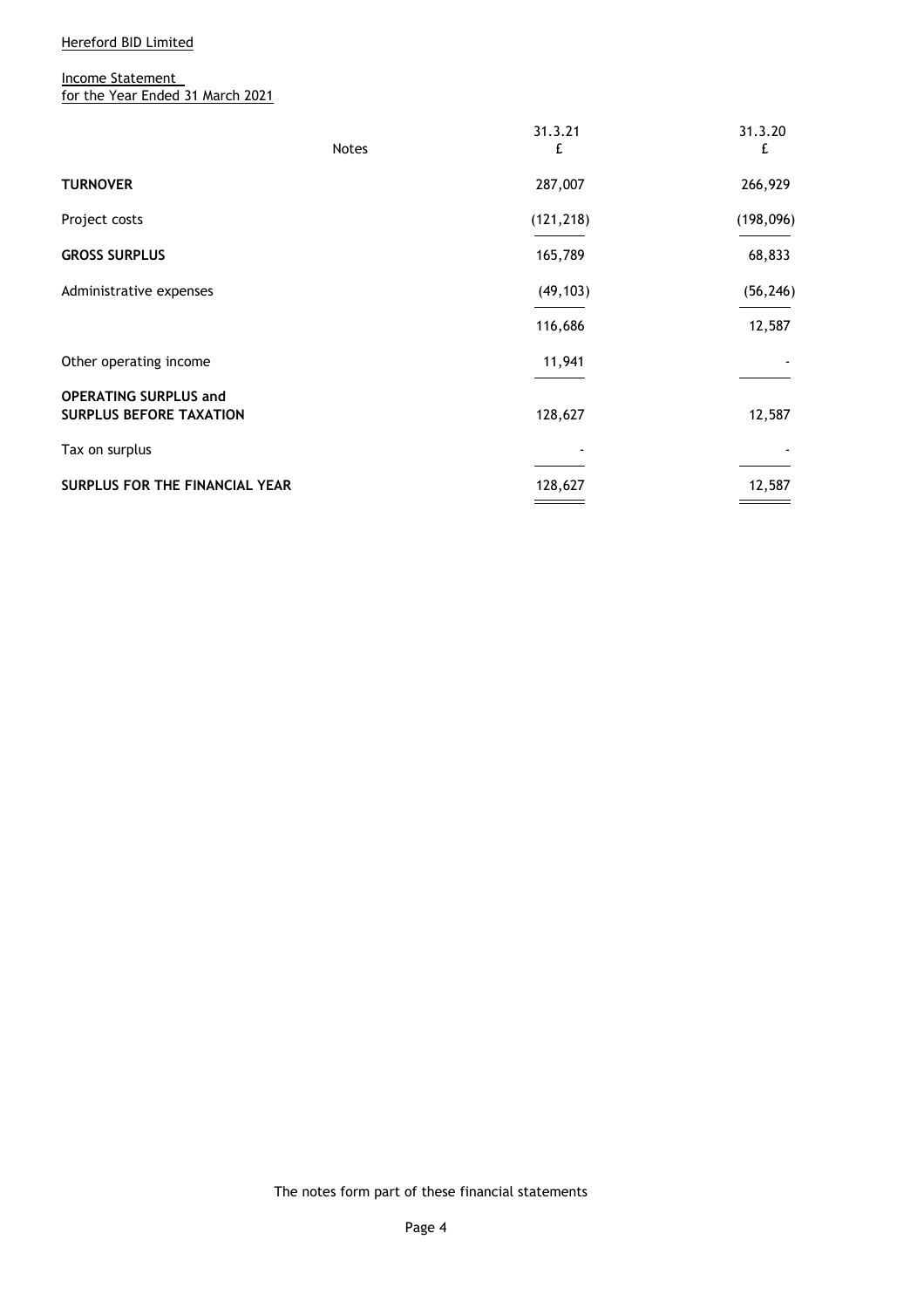Hereford BID Limited

## Income Statement
## for the Year Ended 31 March 2021

| | Notes | 31.3.21 £ | 31.3.20 £ |
|---|---|---|---|
| **TURNOVER** | | 287,007 | 266,929 |
| Project costs | | (121,218) | (198,096) |
| **GROSS SURPLUS** | | 165,789 | 68,833 |
| Administrative expenses | | (49,103) | (56,246) |
| | | 116,686 | 12,587 |
| Other operating income | | 11,941 | - |
| **OPERATING SURPLUS and SURPLUS BEFORE TAXATION** | | 128,627 | 12,587 |
| Tax on surplus | | - | - |
| **SURPLUS FOR THE FINANCIAL YEAR** | | 128,627 | 12,587 |

The notes form part of these financial statements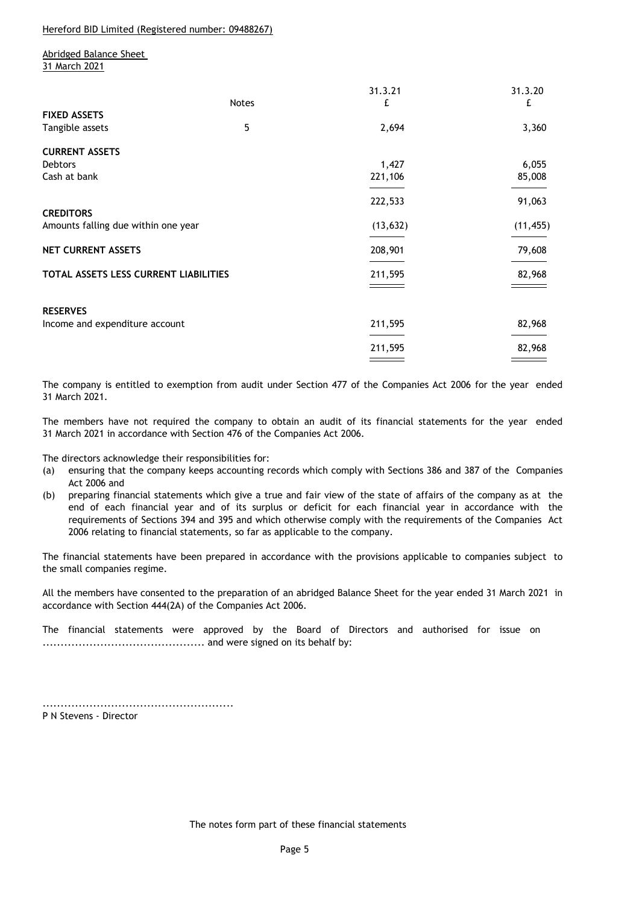Hereford BID Limited (Registered number: 09488267)

Abridged Balance Sheet
31 March 2021

| | Notes | 31.3.21 £ | 31.3.20 £ |
|---|---|---|---|
| **FIXED ASSETS** | | | |
| Tangible assets | 5 | 2,694 | 3,360 |
| **CURRENT ASSETS** | | | |
| Debtors | | 1,427 | 6,055 |
| Cash at bank | | 221,106 | 85,008 |
| | | 222,533 | 91,063 |
| **CREDITORS** | | | |
| Amounts falling due within one year | | (13,632) | (11,455) |
| **NET CURRENT ASSETS** | | 208,901 | 79,608 |
| **TOTAL ASSETS LESS CURRENT LIABILITIES** | | 211,595 | 82,968 |
| **RESERVES** | | | |
| Income and expenditure account | | 211,595 | 82,968 |
| | | 211,595 | 82,968 |

The company is entitled to exemption from audit under Section 477 of the Companies Act 2006 for the year ended 31 March 2021.

The members have not required the company to obtain an audit of its financial statements for the year ended 31 March 2021 in accordance with Section 476 of the Companies Act 2006.

The directors acknowledge their responsibilities for:

(a) ensuring that the company keeps accounting records which comply with Sections 386 and 387 of the Companies Act 2006 and

(b) preparing financial statements which give a true and fair view of the state of affairs of the company as at the end of each financial year and of its surplus or deficit for each financial year in accordance with the requirements of Sections 394 and 395 and which otherwise comply with the requirements of the Companies Act 2006 relating to financial statements, so far as applicable to the company.

The financial statements have been prepared in accordance with the provisions applicable to companies subject to the small companies regime.

All the members have consented to the preparation of an abridged Balance Sheet for the year ended 31 March 2021 in accordance with Section 444(2A) of the Companies Act 2006.

The financial statements were approved by the Board of Directors and authorised for issue on ............................................ and were signed on its behalf by:

....................................................
P N Stevens - Director

The notes form part of these financial statements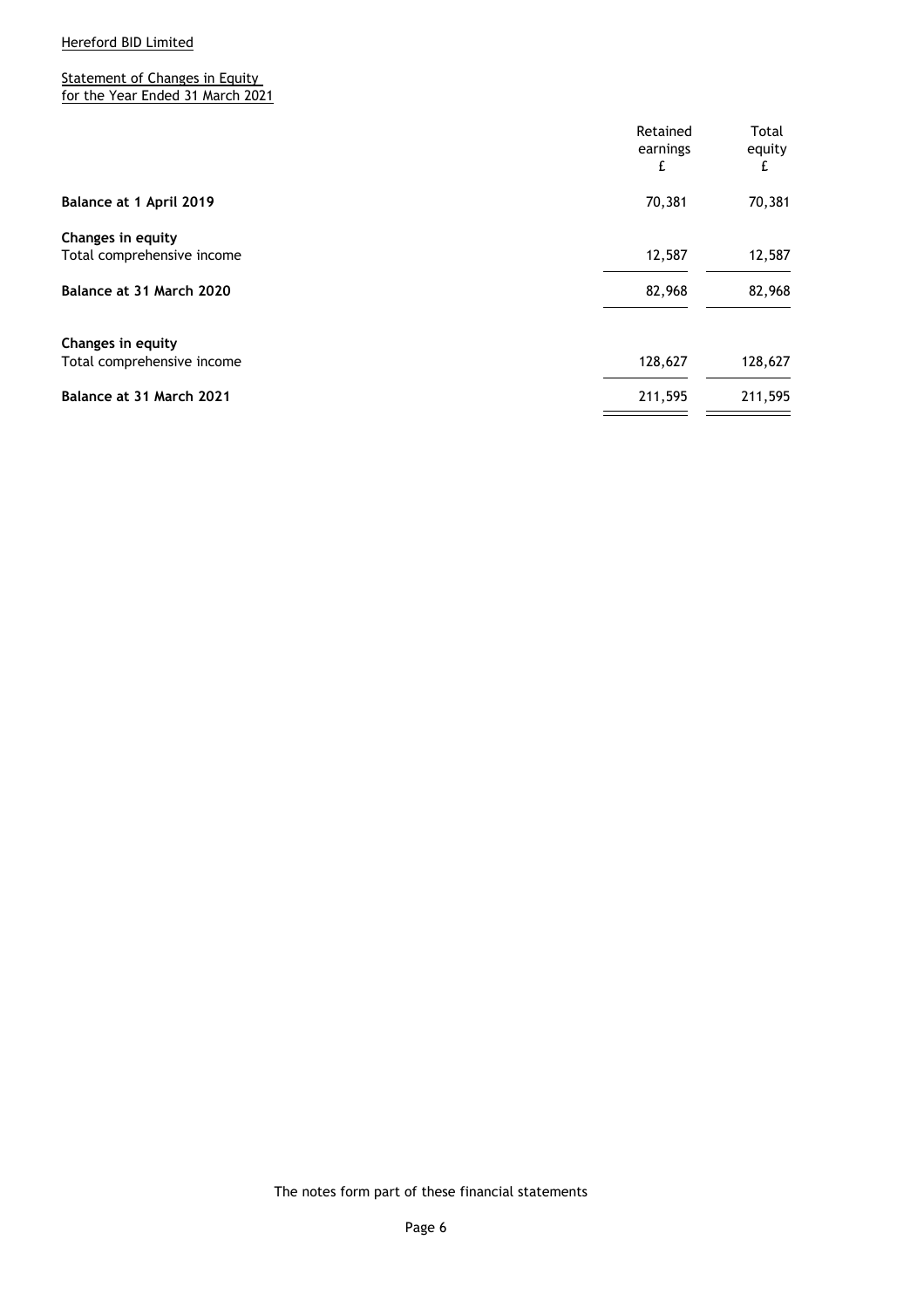Hereford BID Limited

## Statement of Changes in Equity for the Year Ended 31 March 2021

| | Retained earnings £ | Total equity £ |
|---|---|---|
| **Balance at 1 April 2019** | 70,381 | 70,381 |
| **Changes in equity** | | |
| Total comprehensive income | 12,587 | 12,587 |
| **Balance at 31 March 2020** | 82,968 | 82,968 |
| **Changes in equity** | | |
| Total comprehensive income | 128,627 | 128,627 |
| **Balance at 31 March 2021** | 211,595 | 211,595 |

The notes form part of these financial statements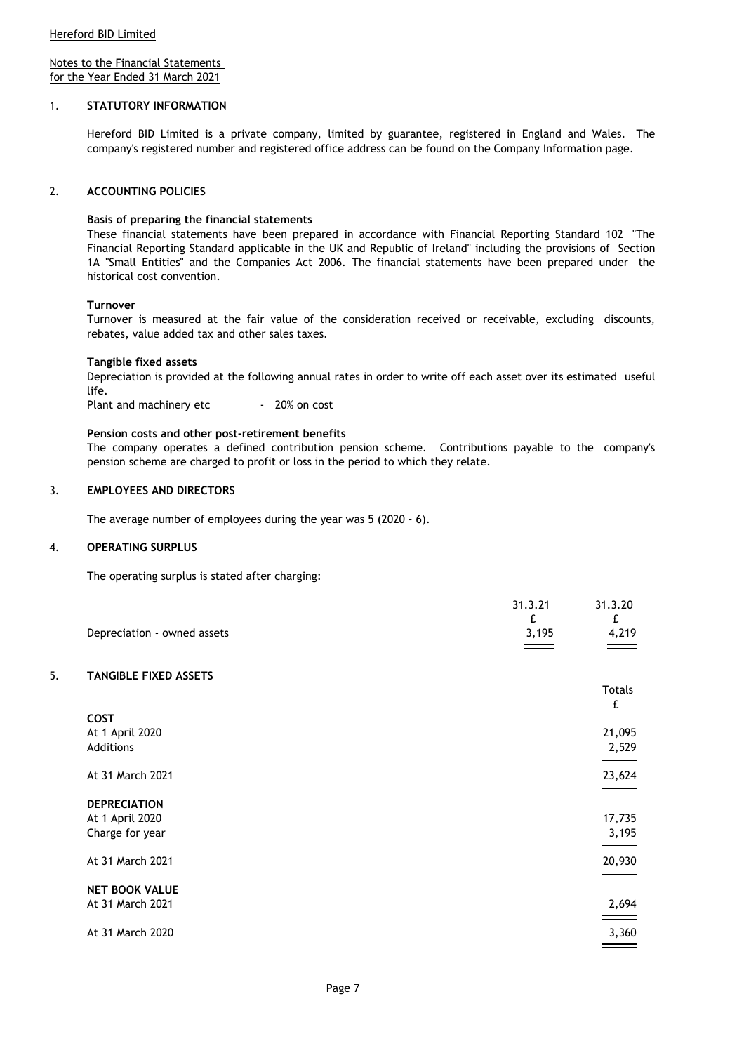Hereford BID Limited

Notes to the Financial Statements
for the Year Ended 31 March 2021

## 1. STATUTORY INFORMATION

Hereford BID Limited is a private company, limited by guarantee, registered in England and Wales. The company's registered number and registered office address can be found on the Company Information page.

## 2. ACCOUNTING POLICIES

**Basis of preparing the financial statements**

These financial statements have been prepared in accordance with Financial Reporting Standard 102 "The Financial Reporting Standard applicable in the UK and Republic of Ireland" including the provisions of Section 1A "Small Entities" and the Companies Act 2006. The financial statements have been prepared under the historical cost convention.

**Turnover**

Turnover is measured at the fair value of the consideration received or receivable, excluding discounts, rebates, value added tax and other sales taxes.

**Tangible fixed assets**

Depreciation is provided at the following annual rates in order to write off each asset over its estimated useful life.

Plant and machinery etc - 20% on cost

**Pension costs and other post-retirement benefits**

The company operates a defined contribution pension scheme. Contributions payable to the company's pension scheme are charged to profit or loss in the period to which they relate.

## 3. EMPLOYEES AND DIRECTORS

The average number of employees during the year was 5 (2020 - 6).

## 4. OPERATING SURPLUS

The operating surplus is stated after charging:

| | 31.3.21 | 31.3.20 |
|---|---|---|
| | £ | £ |
| Depreciation - owned assets | 3,195 | 4,219 |

## 5. TANGIBLE FIXED ASSETS

| | Totals |
|---|---|
| | £ |
| **COST** | |
| At 1 April 2020 | 21,095 |
| Additions | 2,529 |
| At 31 March 2021 | 23,624 |
| **DEPRECIATION** | |
| At 1 April 2020 | 17,735 |
| Charge for year | 3,195 |
| At 31 March 2021 | 20,930 |
| **NET BOOK VALUE** | |
| At 31 March 2021 | 2,694 |
| At 31 March 2020 | 3,360 |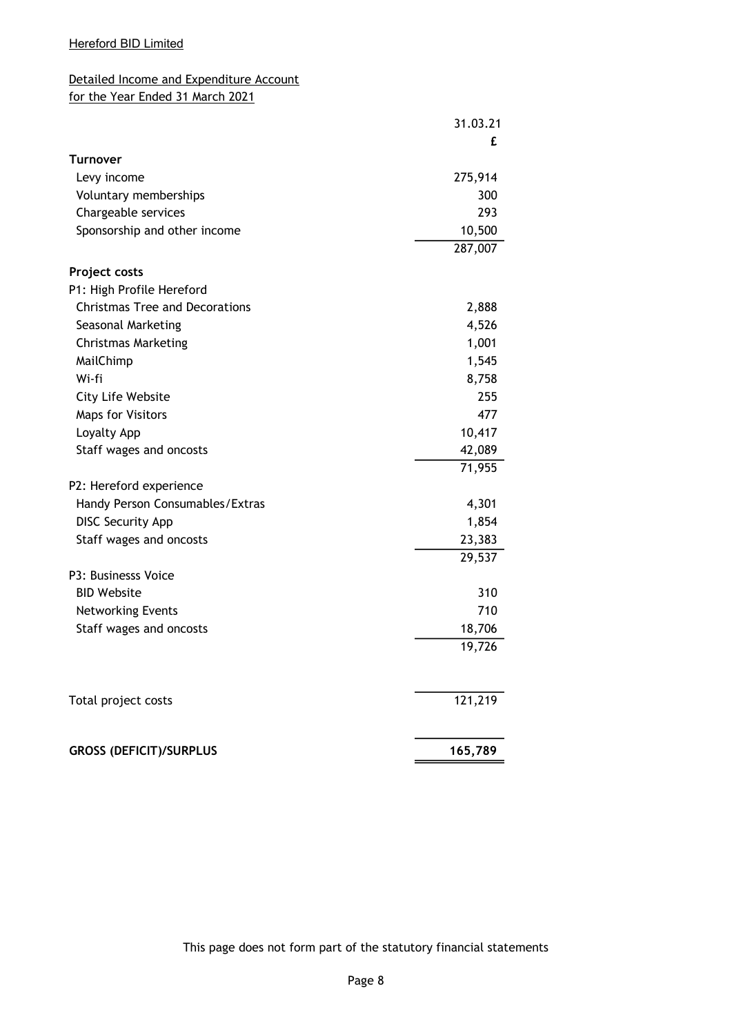Hereford BID Limited

Detailed Income and Expenditure Account
for the Year Ended 31 March 2021

| | 31.03.21 |
|---|---|
| | £ |
| **Turnover** | |
| Levy income | 275,914 |
| Voluntary memberships | 300 |
| Chargeable services | 293 |
| Sponsorship and other income | 10,500 |
| | 287,007 |
| **Project costs** | |
| P1: High Profile Hereford | |
| Christmas Tree and Decorations | 2,888 |
| Seasonal Marketing | 4,526 |
| Christmas Marketing | 1,001 |
| MailChimp | 1,545 |
| Wi-fi | 8,758 |
| City Life Website | 255 |
| Maps for Visitors | 477 |
| Loyalty App | 10,417 |
| Staff wages and oncosts | 42,089 |
| | 71,955 |
| P2: Hereford experience | |
| Handy Person Consumables/Extras | 4,301 |
| DISC Security App | 1,854 |
| Staff wages and oncosts | 23,383 |
| | 29,537 |
| P3: Businesss Voice | |
| BID Website | 310 |
| Networking Events | 710 |
| Staff wages and oncosts | 18,706 |
| | 19,726 |
| Total project costs | 121,219 |
| **GROSS (DEFICIT)/SURPLUS** | **165,789** |

This page does not form part of the statutory financial statements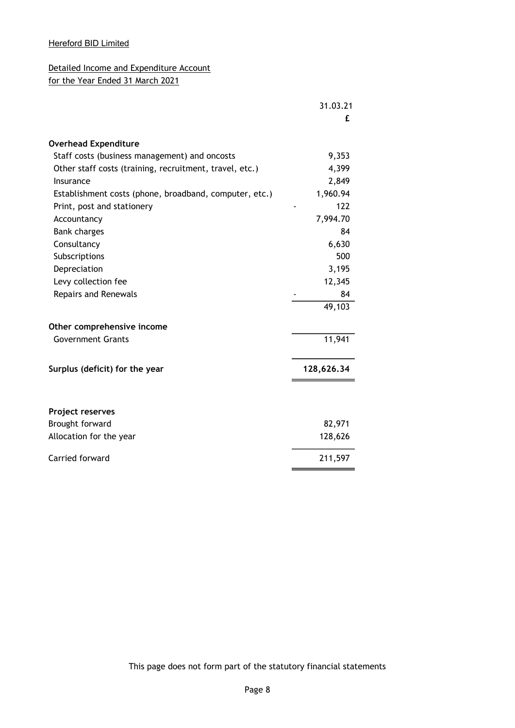Hereford BID Limited

Detailed Income and Expenditure Account
for the Year Ended 31 March 2021

| | | 31.03.21 |
| --- | --- | --- |
| | | £ |
| **Overhead Expenditure** | | |
| Staff costs (business management) and oncosts | | 9,353 |
| Other staff costs (training, recruitment, travel, etc.) | | 4,399 |
| Insurance | | 2,849 |
| Establishment costs (phone, broadband, computer, etc.) | | 1,960.94 |
| Print, post and stationery | - | 122 |
| Accountancy | | 7,994.70 |
| Bank charges | | 84 |
| Consultancy | | 6,630 |
| Subscriptions | | 500 |
| Depreciation | | 3,195 |
| Levy collection fee | | 12,345 |
| Repairs and Renewals | - | 84 |
| | | 49,103 |
| **Other comprehensive income** | | |
| Government Grants | | 11,941 |
| **Surplus (deficit) for the year** | | **128,626.34** |
| **Project reserves** | | |
| Brought forward | | 82,971 |
| Allocation for the year | | 128,626 |
| Carried forward | | 211,597 |

This page does not form part of the statutory financial statements